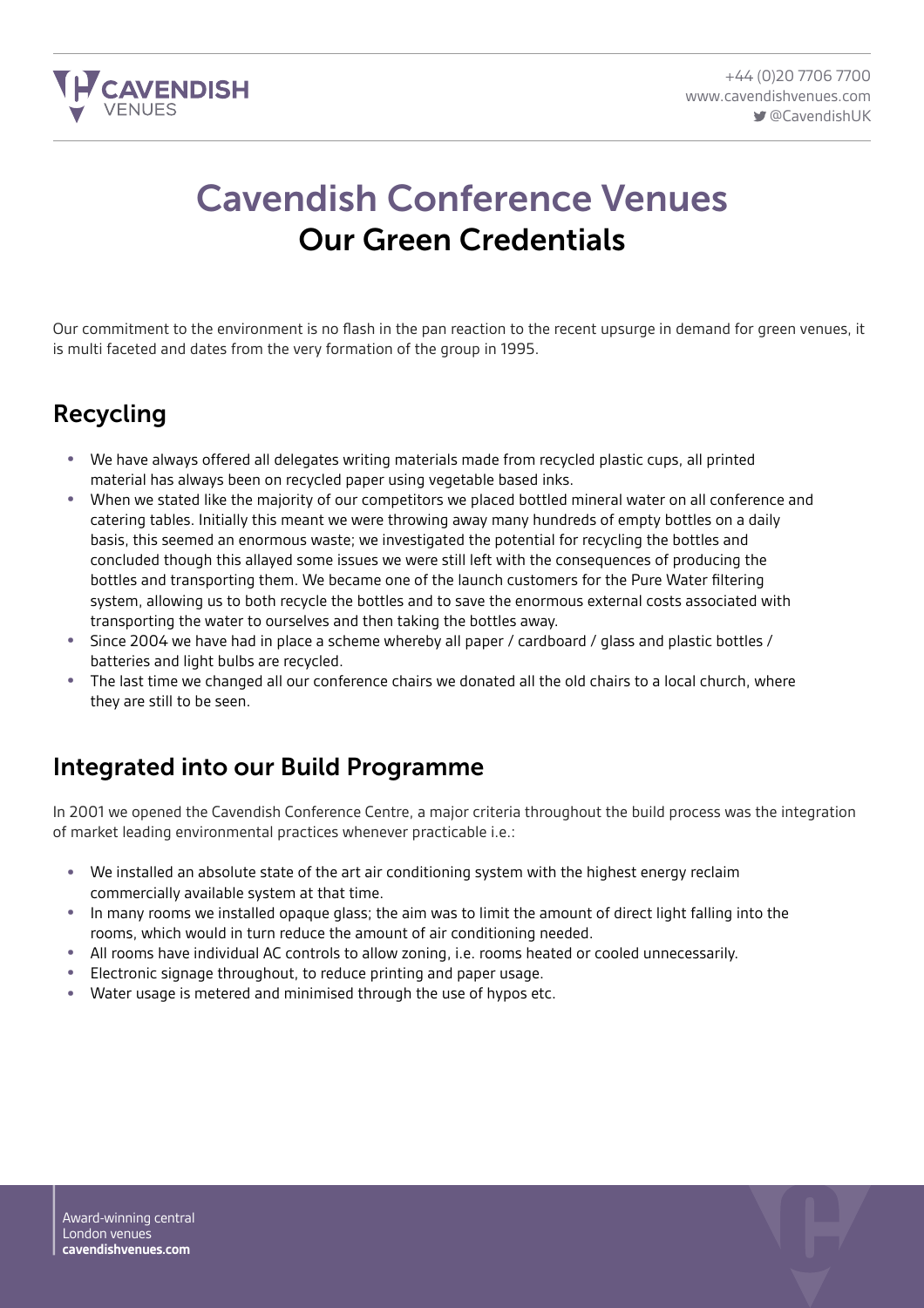# Cavendish Conference Venues

## Our Green Credentials

Our commitment to the environment is no flash in the pan reaction to the recent upsurge in demand for green venues, it is multi faceted and dates from the very formation of the group in 1995.

## Recycling

- We have always offered all delegates writing materials made from recycled plastic cups, all printed material has always been on recycled paper using vegetable based inks.
- When we stated like the majority of our competitors we placed bottled mineral water on all conference and catering tables. Initially this meant we were throwing away many hundreds of empty bottles on a daily basis, this seemed an enormous waste; we investigated the potential for recycling the bottles and concluded though this allayed some issues we were still left with the consequences of producing the bottles and transporting them. We became one of the launch customers for the Pure Water filtering system, allowing us to both recycle the bottles and to save the enormous external costs associated with transporting the water to ourselves and then taking the bottles away.
- Since 2004 we have had in place a scheme whereby all paper / cardboard / glass and plastic bottles / batteries and light bulbs are recycled.
- The last time we changed all our conference chairs we donated all the old chairs to a local church, where they are still to be seen.

## Integrated into our Build Programme

In 2001 we opened the Cavendish Conference Centre, a major criteria throughout the build process was the integration of market leading environmental practices whenever practicable i.e.:

- We installed an absolute state of the art air conditioning system with the highest energy reclaim commercially available system at that time.
- In many rooms we installed opaque glass; the aim was to limit the amount of direct light falling into the rooms, which would in turn reduce the amount of air conditioning needed.
- All rooms have individual AC controls to allow zoning, i.e. rooms heated or cooled unnecessarily.
- Electronic signage throughout, to reduce printing and paper usage.
- Water usage is metered and minimised through the use of hypos etc.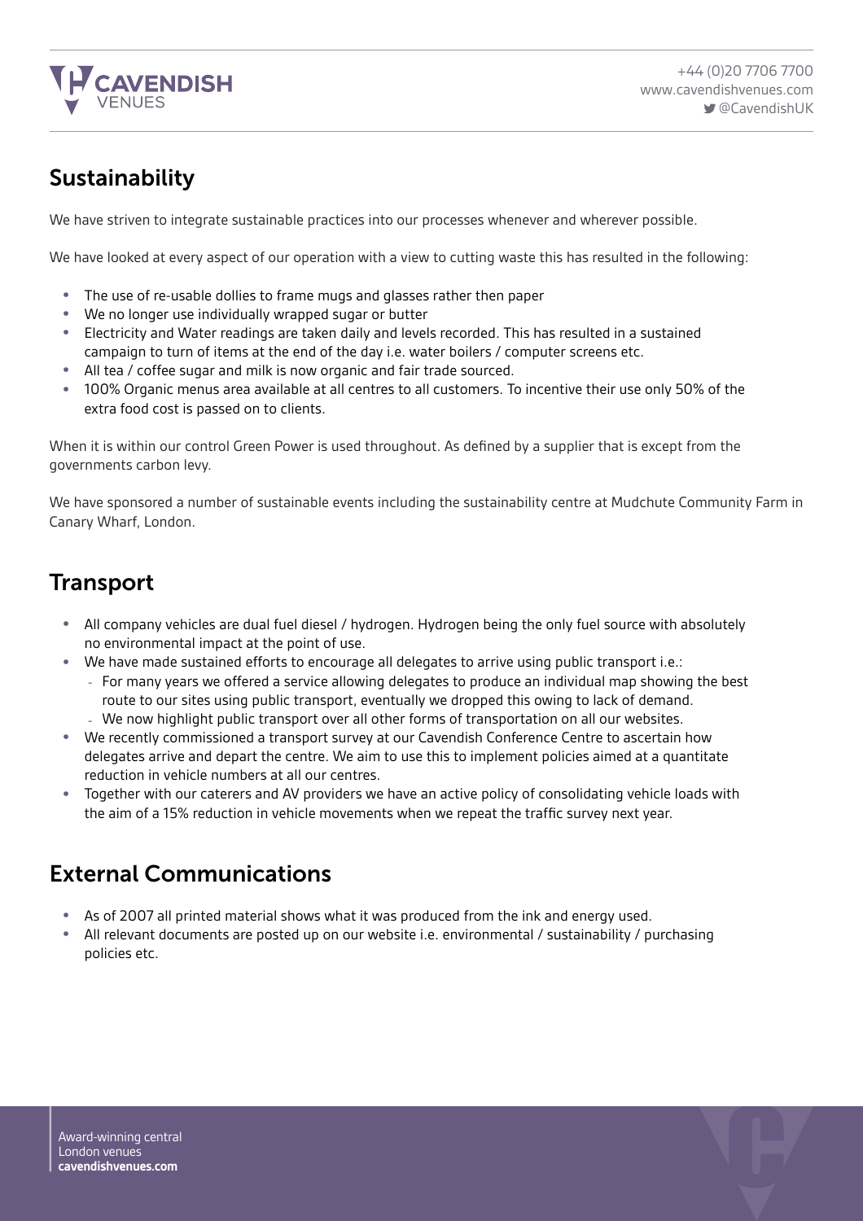## Sustainability

We have striven to integrate sustainable practices into our processes whenever and wherever possible.

We have looked at every aspect of our operation with a view to cutting waste this has resulted in the following:

- The use of re-usable dollies to frame mugs and glasses rather then paper
- We no longer use individually wrapped sugar or butter
- Electricity and Water readings are taken daily and levels recorded. This has resulted in a sustained campaign to turn of items at the end of the day i.e. water boilers / computer screens etc.
- All tea / coffee sugar and milk is now organic and fair trade sourced.
- 100% Organic menus area available at all centres to all customers. To incentive their use only 50% of the extra food cost is passed on to clients.

When it is within our control Green Power is used throughout. As defined by a supplier that is except from the governments carbon levy.

We have sponsored a number of sustainable events including the sustainability centre at Mudchute Community Farm in Canary Wharf, London.

## Transport

- All company vehicles are dual fuel diesel / hydrogen. Hydrogen being the only fuel source with absolutely no environmental impact at the point of use.
- We have made sustained efforts to encourage all delegates to arrive using public transport i.e.:
  - For many years we offered a service allowing delegates to produce an individual map showing the best route to our sites using public transport, eventually we dropped this owing to lack of demand.
  - We now highlight public transport over all other forms of transportation on all our websites.
- We recently commissioned a transport survey at our Cavendish Conference Centre to ascertain how delegates arrive and depart the centre. We aim to use this to implement policies aimed at a quantitate reduction in vehicle numbers at all our centres.
- Together with our caterers and AV providers we have an active policy of consolidating vehicle loads with the aim of a 15% reduction in vehicle movements when we repeat the traffic survey next year.

## External Communications

- As of 2007 all printed material shows what it was produced from the ink and energy used.
- All relevant documents are posted up on our website i.e. environmental / sustainability / purchasing policies etc.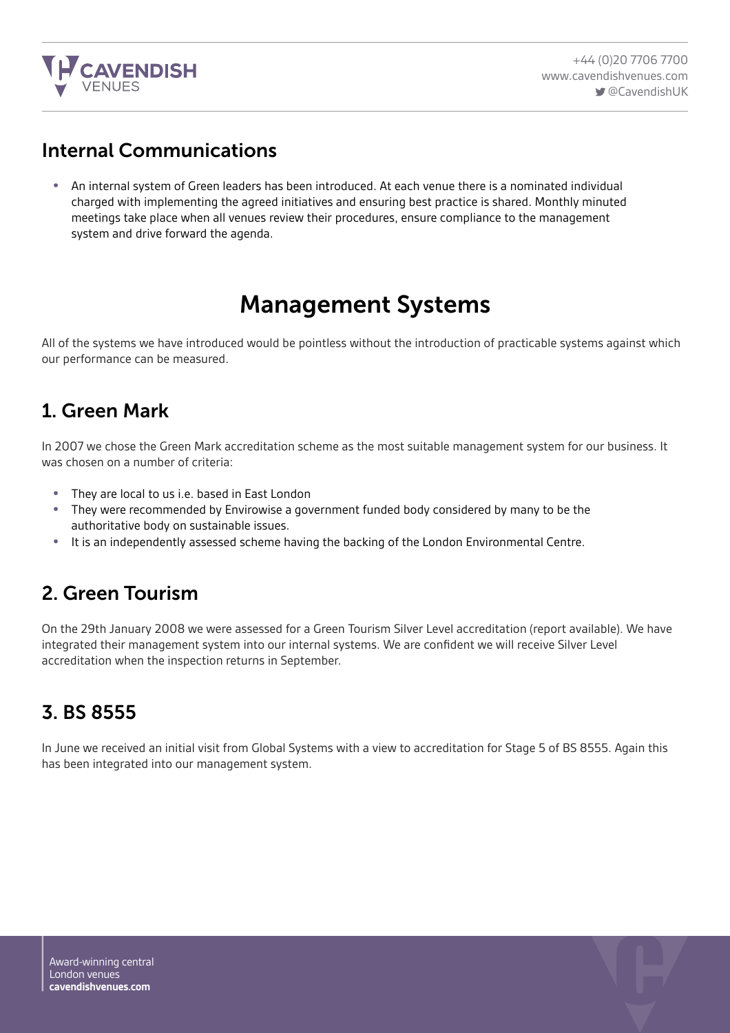## Internal Communications

- An internal system of Green leaders has been introduced. At each venue there is a nominated individual charged with implementing the agreed initiatives and ensuring best practice is shared. Monthly minuted meetings take place when all venues review their procedures, ensure compliance to the management system and drive forward the agenda.

# Management Systems

All of the systems we have introduced would be pointless without the introduction of practicable systems against which our performance can be measured.

## 1. Green Mark

In 2007 we chose the Green Mark accreditation scheme as the most suitable management system for our business. It was chosen on a number of criteria:

- They are local to us i.e. based in East London
- They were recommended by Envirowise a government funded body considered by many to be the authoritative body on sustainable issues.
- It is an independently assessed scheme having the backing of the London Environmental Centre.

## 2. Green Tourism

On the 29th January 2008 we were assessed for a Green Tourism Silver Level accreditation (report available). We have integrated their management system into our internal systems. We are confident we will receive Silver Level accreditation when the inspection returns in September.

## 3. BS 8555

In June we received an initial visit from Global Systems with a view to accreditation for Stage 5 of BS 8555. Again this has been integrated into our management system.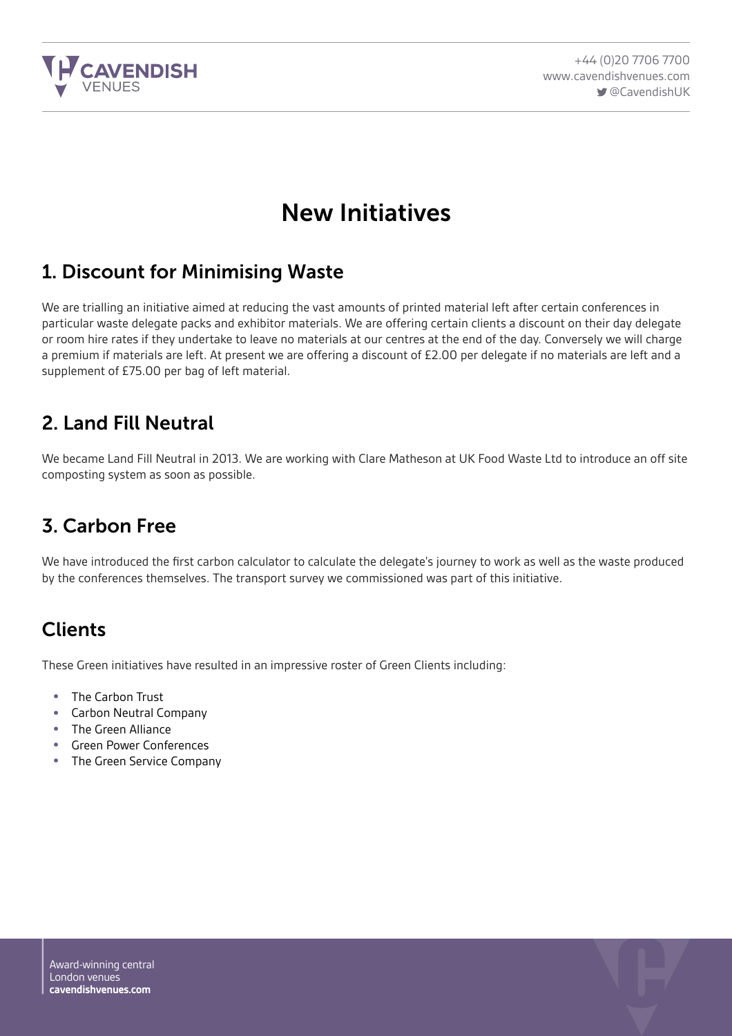# New Initiatives

## 1. Discount for Minimising Waste

We are trialling an initiative aimed at reducing the vast amounts of printed material left after certain conferences in particular waste delegate packs and exhibitor materials. We are offering certain clients a discount on their day delegate or room hire rates if they undertake to leave no materials at our centres at the end of the day. Conversely we will charge a premium if materials are left. At present we are offering a discount of £2.00 per delegate if no materials are left and a supplement of £75.00 per bag of left material.

## 2. Land Fill Neutral

We became Land Fill Neutral in 2013. We are working with Clare Matheson at UK Food Waste Ltd to introduce an off site composting system as soon as possible.

## 3. Carbon Free

We have introduced the first carbon calculator to calculate the delegate's journey to work as well as the waste produced by the conferences themselves. The transport survey we commissioned was part of this initiative.

## Clients

These Green initiatives have resulted in an impressive roster of Green Clients including:

- The Carbon Trust
- Carbon Neutral Company
- The Green Alliance
- Green Power Conferences
- The Green Service Company